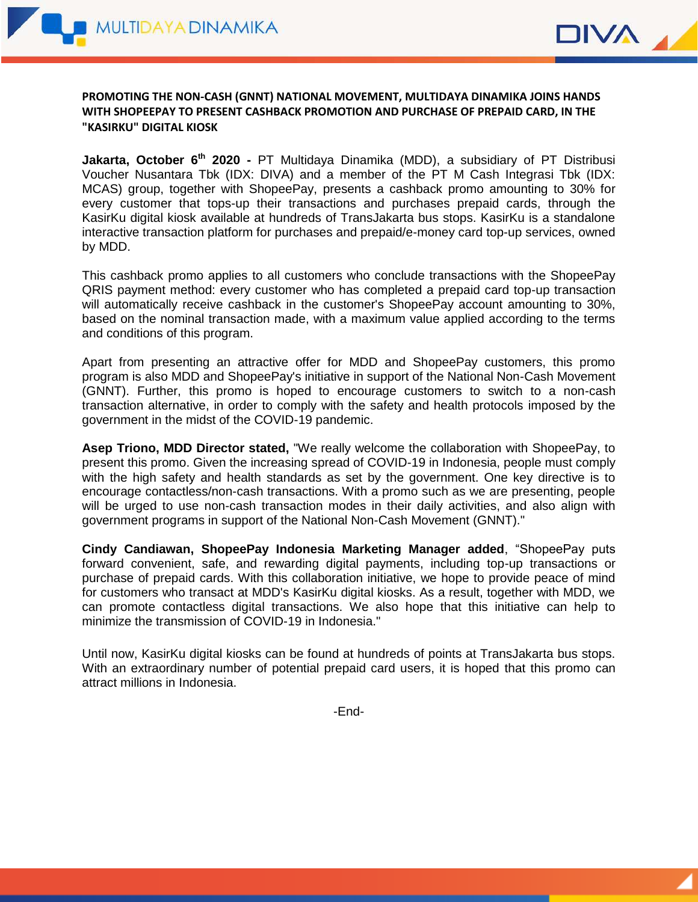**PROMOTING THE NON-CASH (GNNT) NATIONAL MOVEMENT, MULTIDAYA DINAMIKA JOINS HANDS WITH SHOPEEPAY TO PRESENT CASHBACK PROMOTION AND PURCHASE OF PREPAID CARD, IN THE "KASIRKU" DIGITAL KIOSK**

**Jakarta, October 6th 2020 -** PT Multidaya Dinamika (MDD), a subsidiary of PT Distribusi Voucher Nusantara Tbk (IDX: DIVA) and a member of the PT M Cash Integrasi Tbk (IDX: MCAS) group, together with ShopeePay, presents a cashback promo amounting to 30% for every customer that tops-up their transactions and purchases prepaid cards, through the KasirKu digital kiosk available at hundreds of TransJakarta bus stops. KasirKu is a standalone interactive transaction platform for purchases and prepaid/e-money card top-up services, owned by MDD.

This cashback promo applies to all customers who conclude transactions with the ShopeePay QRIS payment method: every customer who has completed a prepaid card top-up transaction will automatically receive cashback in the customer's ShopeePay account amounting to 30%, based on the nominal transaction made, with a maximum value applied according to the terms and conditions of this program.

Apart from presenting an attractive offer for MDD and ShopeePay customers, this promo program is also MDD and ShopeePay's initiative in support of the National Non-Cash Movement (GNNT). Further, this promo is hoped to encourage customers to switch to a non-cash transaction alternative, in order to comply with the safety and health protocols imposed by the government in the midst of the COVID-19 pandemic.

**Asep Triono, MDD Director stated,** "We really welcome the collaboration with ShopeePay, to present this promo. Given the increasing spread of COVID-19 in Indonesia, people must comply with the high safety and health standards as set by the government. One key directive is to encourage contactless/non-cash transactions. With a promo such as we are presenting, people will be urged to use non-cash transaction modes in their daily activities, and also align with government programs in support of the National Non-Cash Movement (GNNT)."

**Cindy Candiawan, ShopeePay Indonesia Marketing Manager added**, "ShopeePay puts forward convenient, safe, and rewarding digital payments, including top-up transactions or purchase of prepaid cards. With this collaboration initiative, we hope to provide peace of mind for customers who transact at MDD's KasirKu digital kiosks. As a result, together with MDD, we can promote contactless digital transactions. We also hope that this initiative can help to minimize the transmission of COVID-19 in Indonesia."

Until now, KasirKu digital kiosks can be found at hundreds of points at TransJakarta bus stops. With an extraordinary number of potential prepaid card users, it is hoped that this promo can attract millions in Indonesia.

-End-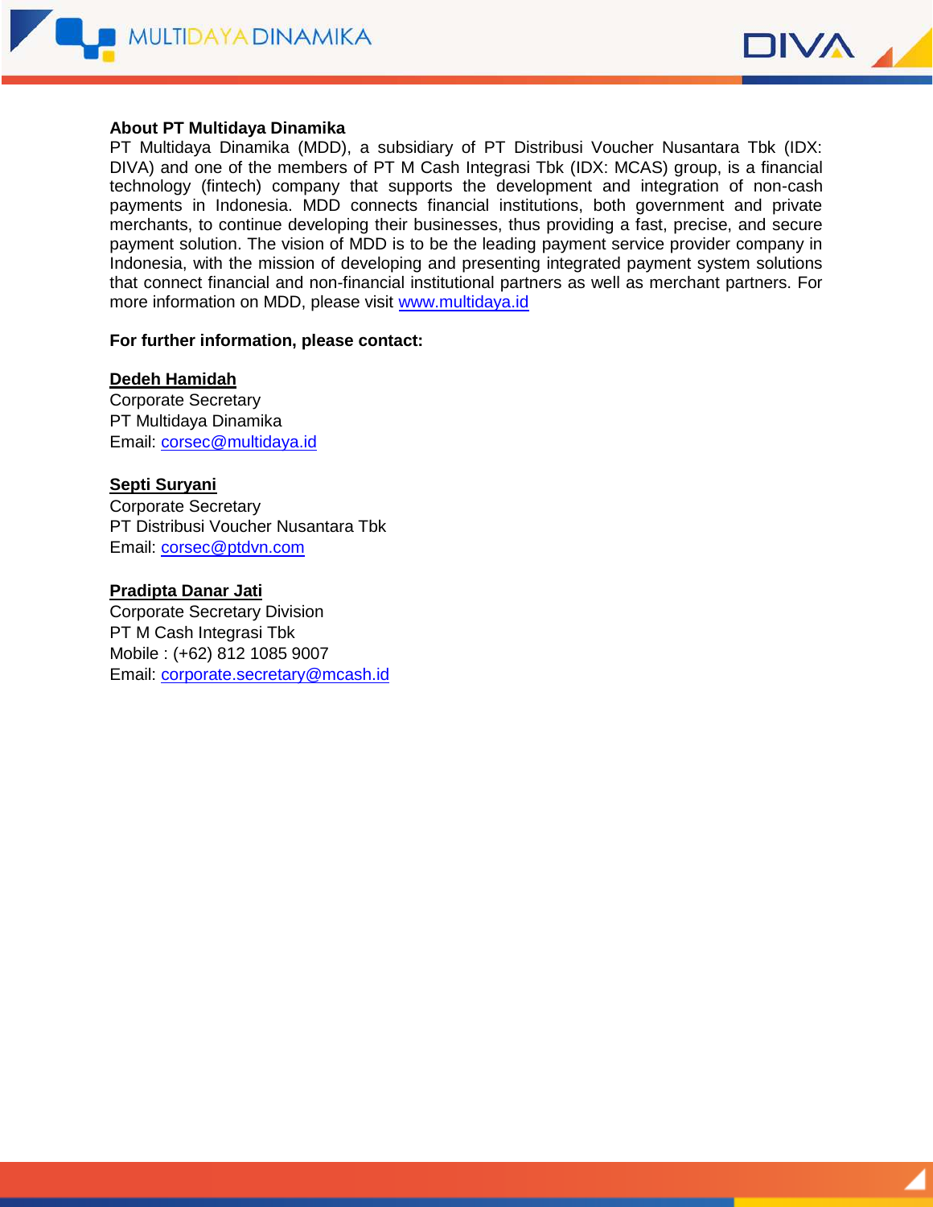**About PT Multidaya Dinamika**

PT Multidaya Dinamika (MDD), a subsidiary of PT Distribusi Voucher Nusantara Tbk (IDX: DIVA) and one of the members of PT M Cash Integrasi Tbk (IDX: MCAS) group, is a financial technology (fintech) company that supports the development and integration of non-cash payments in Indonesia. MDD connects financial institutions, both government and private merchants, to continue developing their businesses, thus providing a fast, precise, and secure payment solution. The vision of MDD is to be the leading payment service provider company in Indonesia, with the mission of developing and presenting integrated payment system solutions that connect financial and non-financial institutional partners as well as merchant partners. For more information on MDD, please visit www.multidaya.id

**For further information, please contact:**

**Dedeh Hamidah**
Corporate Secretary
PT Multidaya Dinamika
Email: corsec@multidaya.id

**Septi Suryani**
Corporate Secretary
PT Distribusi Voucher Nusantara Tbk
Email: corsec@ptdvn.com

**Pradipta Danar Jati**
Corporate Secretary Division
PT M Cash Integrasi Tbk
Mobile : (+62) 812 1085 9007
Email: corporate.secretary@mcash.id